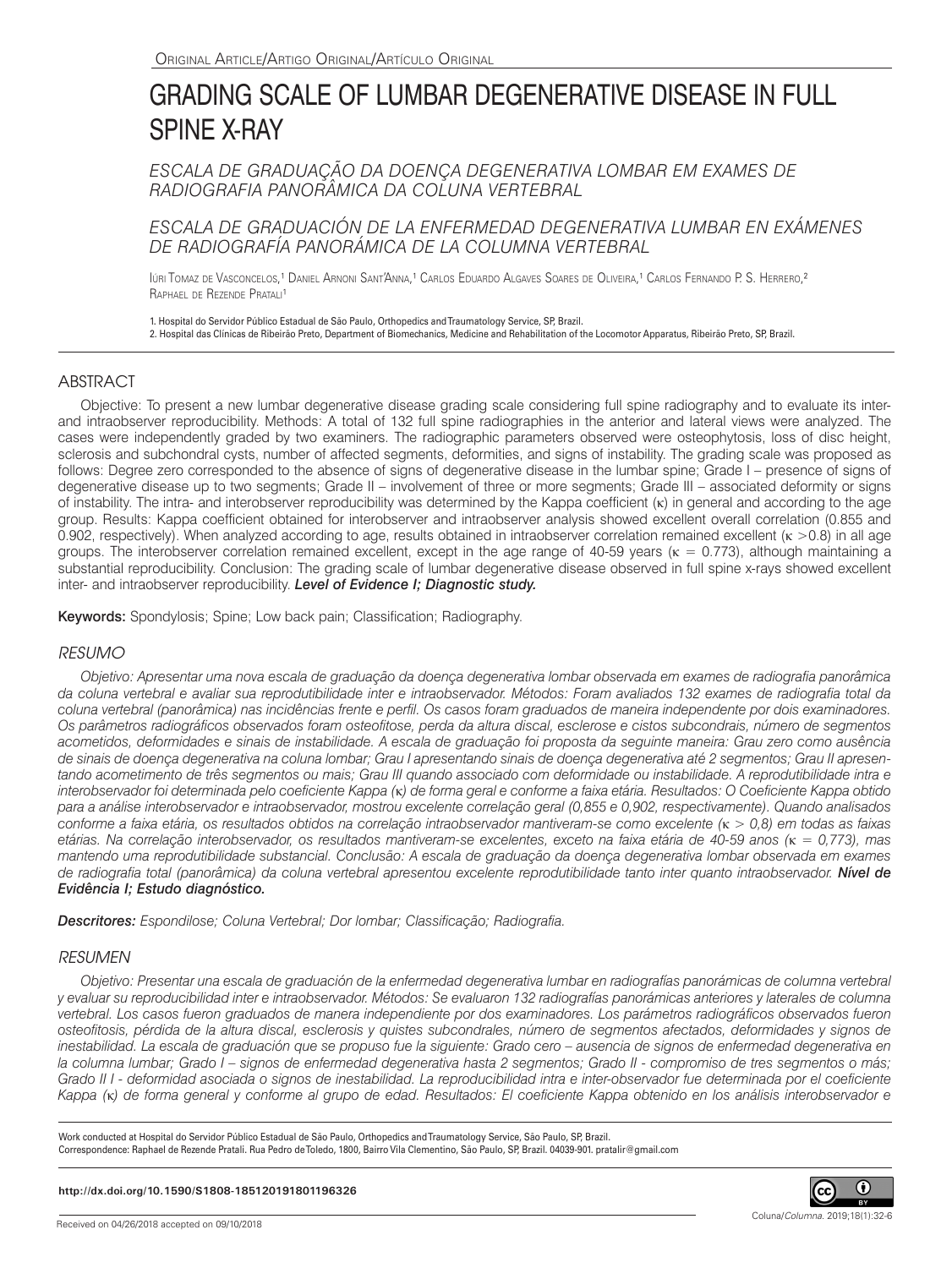Original Article/Artigo Original/Artículo Original

# GRADING SCALE OF LUMBAR DEGENERATIVE DISEASE IN FULL SPINE X-RAY

## *ESCALA DE GRADUAÇÃO DA DOENÇA DEGENERATIVA LOMBAR EM EXAMES DE RADIOGRAFIA PANORÂMICA DA COLUNA VERTEBRAL*

## *ESCALA DE GRADUACIÓN DE LA ENFERMEDAD DEGENERATIVA LUMBAR EN EXÁMENES DE RADIOGRAFÍA PANORÁMICA DE LA COLUMNA VERTEBRAL*

Iúri Tomaz de Vasconcelos,[1] Daniel Arnoni Sant'Anna,[1] Carlos Eduardo Algaves Soares de Oliveira,[1] Carlos Fernando P. S. Herrero,[2] Raphael de Rezende Pratali[1]

1. Hospital do Servidor Público Estadual de São Paulo, Orthopedics and Traumatology Service, SP, Brazil.
2. Hospital das Clínicas de Ribeirão Preto, Department of Biomechanics, Medicine and Rehabilitation of the Locomotor Apparatus, Ribeirão Preto, SP, Brazil.

## ABSTRACT

Objective: To present a new lumbar degenerative disease grading scale considering full spine radiography and to evaluate its inter- and intraobserver reproducibility. Methods: A total of 132 full spine radiographies in the anterior and lateral views were analyzed. The cases were independently graded by two examiners. The radiographic parameters observed were osteophytosis, loss of disc height, sclerosis and subchondral cysts, number of affected segments, deformities, and signs of instability. The grading scale was proposed as follows: Degree zero corresponded to the absence of signs of degenerative disease in the lumbar spine; Grade I – presence of signs of degenerative disease up to two segments; Grade II – involvement of three or more segments; Grade III – associated deformity or signs of instability. The intra- and interobserver reproducibility was determined by the Kappa coefficient ($\kappa$) in general and according to the age group. Results: Kappa coefficient obtained for interobserver and intraobserver analysis showed excellent overall correlation (0.855 and 0.902, respectively). When analyzed according to age, results obtained in intraobserver correlation remained excellent ($\kappa > 0.8$) in all age groups. The interobserver correlation remained excellent, except in the age range of 40-59 years ($\kappa = 0.773$), although maintaining a substantial reproducibility. Conclusion: The grading scale of lumbar degenerative disease observed in full spine x-rays showed excellent inter- and intraobserver reproducibility. ***Level of Evidence I; Diagnostic study.***

**Keywords:** Spondylosis; Spine; Low back pain; Classification; Radiography.

## *RESUMO*

*Objetivo: Apresentar uma nova escala de graduação da doença degenerativa lombar observada em exames de radiografia panorâmica da coluna vertebral e avaliar sua reprodutibilidade inter e intraobservador. Métodos: Foram avaliados 132 exames de radiografia total da coluna vertebral (panorâmica) nas incidências frente e perfil. Os casos foram graduados de maneira independente por dois examinadores. Os parâmetros radiográficos observados foram osteofitose, perda da altura discal, esclerose e cistos subcondrais, número de segmentos acometidos, deformidades e sinais de instabilidade. A escala de graduação foi proposta da seguinte maneira: Grau zero como ausência de sinais de doença degenerativa na coluna lombar; Grau I apresentando sinais de doença degenerativa até 2 segmentos; Grau II apresentando acometimento de três segmentos ou mais; Grau III quando associado com deformidade ou instabilidade. A reprodutibilidade intra e interobservador foi determinada pelo coeficiente Kappa ($\kappa$) de forma geral e conforme a faixa etária. Resultados: O Coeficiente Kappa obtido para a análise interobservador e intraobservador, mostrou excelente correlação geral (0,855 e 0,902, respectivamente). Quando analisados conforme a faixa etária, os resultados obtidos na correlação intraobservador mantiveram-se como excelente ($\kappa > 0,8$) em todas as faixas etárias. Na correlação interobservador, os resultados mantiveram-se excelentes, exceto na faixa etária de 40-59 anos ($\kappa = 0,773$), mas mantendo uma reprodutibilidade substancial. Conclusão: A escala de graduação da doença degenerativa lombar observada em exames de radiografia total (panorâmica) da coluna vertebral apresentou excelente reprodutibilidade tanto inter quanto intraobservador.* ***Nível de Evidência I; Estudo diagnóstico.***

***Descritores:*** *Espondilose; Coluna Vertebral; Dor lombar; Classificação; Radiografia.*

## *RESUMEN*

*Objetivo: Presentar una escala de graduación de la enfermedad degenerativa lumbar en radiografías panorámicas de columna vertebral y evaluar su reproducibilidad inter e intraobservador. Métodos: Se evaluaron 132 radiografías panorámicas anteriores y laterales de columna vertebral. Los casos fueron graduados de manera independiente por dos examinadores. Los parámetros radiográficos observados fueron osteofitosis, pérdida de la altura discal, esclerosis y quistes subcondrales, número de segmentos afectados, deformidades y signos de inestabilidad. La escala de graduación que se propuso fue la siguiente: Grado cero – ausencia de signos de enfermedad degenerativa en la columna lumbar; Grado I – signos de enfermedad degenerativa hasta 2 segmentos; Grado II - compromiso de tres segmentos o más; Grado II I - deformidad asociada o signos de inestabilidad. La reproducibilidad intra e inter-observador fue determinada por el coeficiente Kappa ($\kappa$) de forma general y conforme al grupo de edad. Resultados: El coeficiente Kappa obtenido en los análisis interobservador e*

Work conducted at Hospital do Servidor Público Estadual de São Paulo, Orthopedics and Traumatology Service, São Paulo, SP, Brazil.
Correspondence: Raphael de Rezende Pratali. Rua Pedro de Toledo, 1800, Bairro Vila Clementino, São Paulo, SP, Brazil. 04039-901. pratalir@gmail.com

**http://dx.doi.org/10.1590/S1808-185120191801196326**

Received on 04/26/2018 accepted on 09/10/2018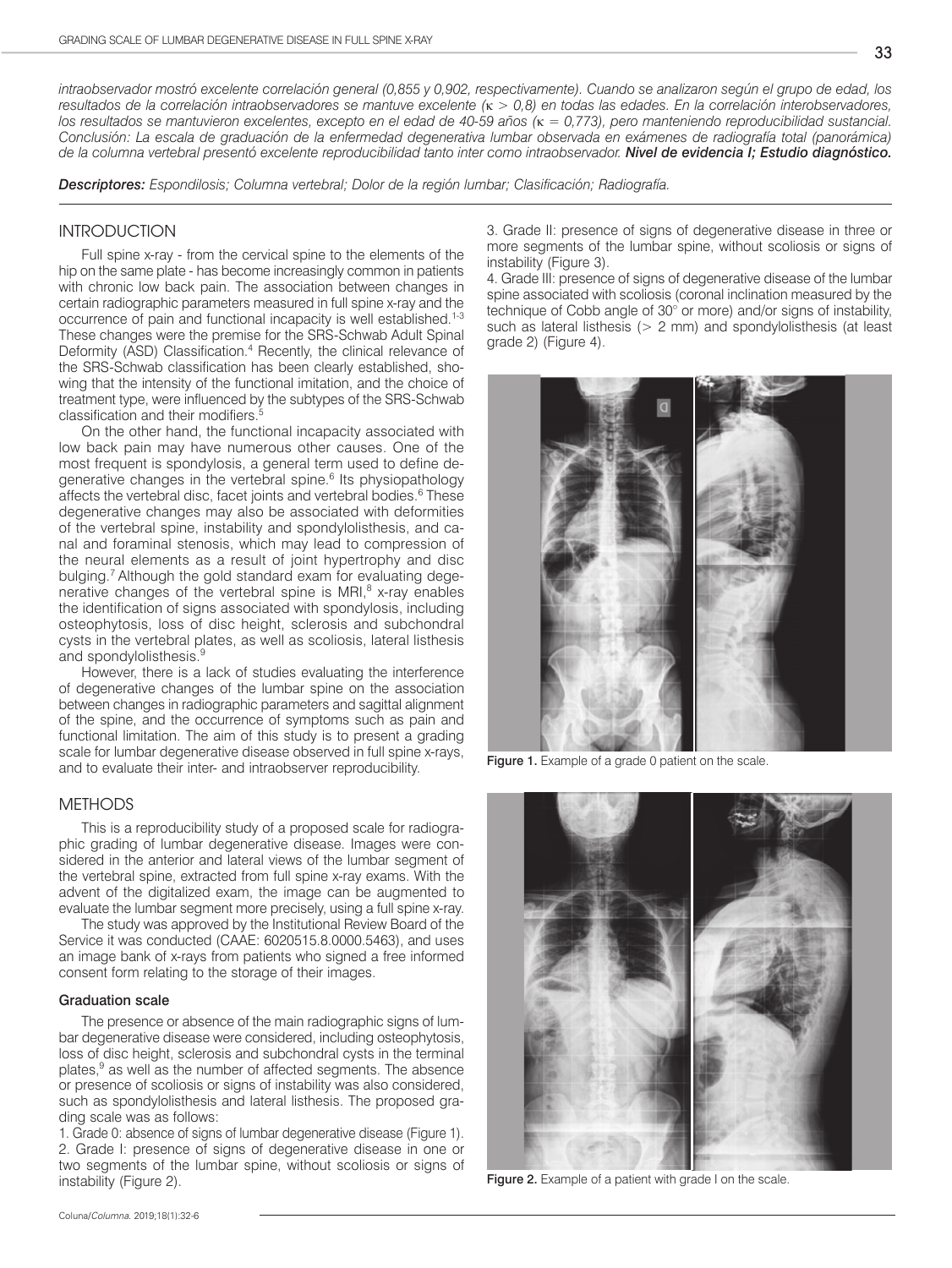*intraobservador mostró excelente correlación general (0,855 y 0,902, respectivamente). Cuando se analizaron según el grupo de edad, los resultados de la correlación intraobservadores se mantuve excelente (κ > 0,8) en todas las edades. En la correlación interobservadores, los resultados se mantuvieron excelentes, excepto en el edad de 40-59 años (κ = 0,773), pero manteniendo reproducibilidad sustancial. Conclusión: La escala de graduación de la enfermedad degenerativa lumbar observada en exámenes de radiografía total (panorámica) de la columna vertebral presentó excelente reproducibilidad tanto inter como intraobservador.* ***Nivel de evidencia I; Estudio diagnóstico.***

***Descriptores:*** *Espondilosis; Columna vertebral; Dolor de la región lumbar; Clasificación; Radiografía.*

## INTRODUCTION

Full spine x-ray - from the cervical spine to the elements of the hip on the same plate - has become increasingly common in patients with chronic low back pain. The association between changes in certain radiographic parameters measured in full spine x-ray and the occurrence of pain and functional incapacity is well established.[1-3] These changes were the premise for the SRS-Schwab Adult Spinal Deformity (ASD) Classification.[4] Recently, the clinical relevance of the SRS-Schwab classification has been clearly established, showing that the intensity of the functional imitation, and the choice of treatment type, were influenced by the subtypes of the SRS-Schwab classification and their modifiers.[5]

On the other hand, the functional incapacity associated with low back pain may have numerous other causes. One of the most frequent is spondylosis, a general term used to define degenerative changes in the vertebral spine.[6] Its physiopathology affects the vertebral disc, facet joints and vertebral bodies.[6] These degenerative changes may also be associated with deformities of the vertebral spine, instability and spondylolisthesis, and canal and foraminal stenosis, which may lead to compression of the neural elements as a result of joint hypertrophy and disc bulging.[7] Although the gold standard exam for evaluating degenerative changes of the vertebral spine is MRI,[8] x-ray enables the identification of signs associated with spondylosis, including osteophytosis, loss of disc height, sclerosis and subchondral cysts in the vertebral plates, as well as scoliosis, lateral listhesis and spondylolisthesis.[9]

However, there is a lack of studies evaluating the interference of degenerative changes of the lumbar spine on the association between changes in radiographic parameters and sagittal alignment of the spine, and the occurrence of symptoms such as pain and functional limitation. The aim of this study is to present a grading scale for lumbar degenerative disease observed in full spine x-rays, and to evaluate their inter- and intraobserver reproducibility.

## METHODS

This is a reproducibility study of a proposed scale for radiographic grading of lumbar degenerative disease. Images were considered in the anterior and lateral views of the lumbar segment of the vertebral spine, extracted from full spine x-ray exams. With the advent of the digitalized exam, the image can be augmented to evaluate the lumbar segment more precisely, using a full spine x-ray.

The study was approved by the Institutional Review Board of the Service it was conducted (CAAE: 6020515.8.0000.5463), and uses an image bank of x-rays from patients who signed a free informed consent form relating to the storage of their images.

### Graduation scale

The presence or absence of the main radiographic signs of lumbar degenerative disease were considered, including osteophytosis, loss of disc height, sclerosis and subchondral cysts in the terminal plates,[9] as well as the number of affected segments. The absence or presence of scoliosis or signs of instability was also considered, such as spondylolisthesis and lateral listhesis. The proposed grading scale was as follows:

1. Grade 0: absence of signs of lumbar degenerative disease (Figure 1).
2. Grade I: presence of signs of degenerative disease in one or two segments of the lumbar spine, without scoliosis or signs of instability (Figure 2).
3. Grade II: presence of signs of degenerative disease in three or more segments of the lumbar spine, without scoliosis or signs of instability (Figure 3).
4. Grade III: presence of signs of degenerative disease of the lumbar spine associated with scoliosis (coronal inclination measured by the technique of Cobb angle of 30° or more) and/or signs of instability, such as lateral listhesis (> 2 mm) and spondylolisthesis (at least grade 2) (Figure 4).

**Figure 1.** Example of a grade 0 patient on the scale.

**Figure 2.** Example of a patient with grade I on the scale.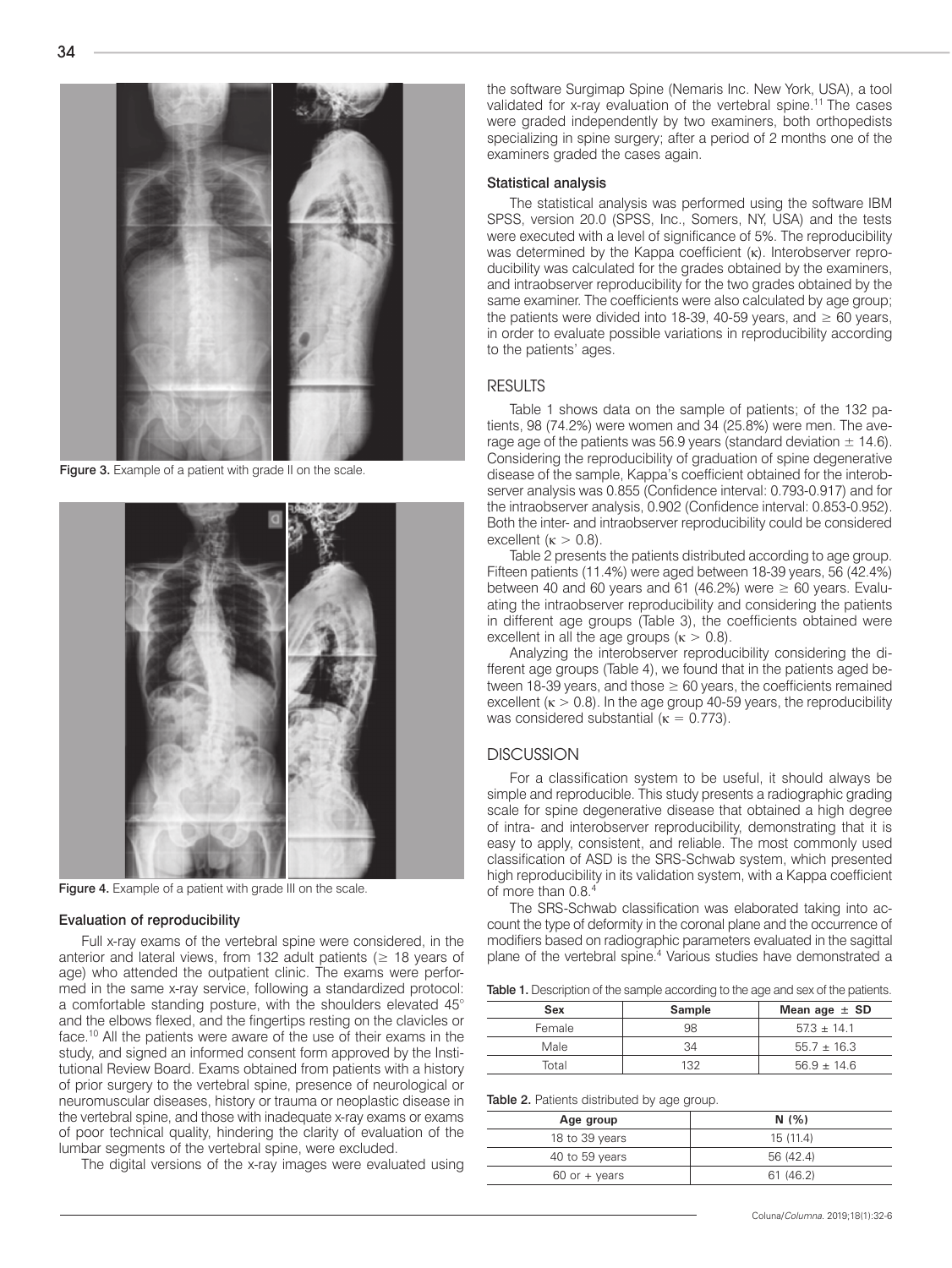Figure 3. Example of a patient with grade II on the scale.

Figure 4. Example of a patient with grade III on the scale.

#### Evaluation of reproducibility

Full x-ray exams of the vertebral spine were considered, in the anterior and lateral views, from 132 adult patients (≥ 18 years of age) who attended the outpatient clinic. The exams were performed in the same x-ray service, following a standardized protocol: a comfortable standing posture, with the shoulders elevated 45° and the elbows flexed, and the fingertips resting on the clavicles or face.[10] All the patients were aware of the use of their exams in the study, and signed an informed consent form approved by the Institutional Review Board. Exams obtained from patients with a history of prior surgery to the vertebral spine, presence of neurological or neuromuscular diseases, history or trauma or neoplastic disease in the vertebral spine, and those with inadequate x-ray exams or exams of poor technical quality, hindering the clarity of evaluation of the lumbar segments of the vertebral spine, were excluded.

The digital versions of the x-ray images were evaluated using the software Surgimap Spine (Nemaris Inc. New York, USA), a tool validated for x-ray evaluation of the vertebral spine.[11] The cases were graded independently by two examiners, both orthopedists specializing in spine surgery; after a period of 2 months one of the examiners graded the cases again.

#### Statistical analysis

The statistical analysis was performed using the software IBM SPSS, version 20.0 (SPSS, Inc., Somers, NY, USA) and the tests were executed with a level of significance of 5%. The reproducibility was determined by the Kappa coefficient (κ). Interobserver reproducibility was calculated for the grades obtained by the examiners, and intraobserver reproducibility for the two grades obtained by the same examiner. The coefficients were also calculated by age group; the patients were divided into 18-39, 40-59 years, and ≥ 60 years, in order to evaluate possible variations in reproducibility according to the patients' ages.

## RESULTS

Table 1 shows data on the sample of patients; of the 132 patients, 98 (74.2%) were women and 34 (25.8%) were men. The average age of the patients was 56.9 years (standard deviation ± 14.6). Considering the reproducibility of graduation of spine degenerative disease of the sample, Kappa's coefficient obtained for the interobserver analysis was 0.855 (Confidence interval: 0.793-0.917) and for the intraobserver analysis, 0.902 (Confidence interval: 0.853-0.952). Both the inter- and intraobserver reproducibility could be considered excellent ($\kappa > 0.8$).

Table 2 presents the patients distributed according to age group. Fifteen patients (11.4%) were aged between 18-39 years, 56 (42.4%) between 40 and 60 years and 61 (46.2%) were ≥ 60 years. Evaluating the intraobserver reproducibility and considering the patients in different age groups (Table 3), the coefficients obtained were excellent in all the age groups ($\kappa > 0.8$).

Analyzing the interobserver reproducibility considering the different age groups (Table 4), we found that in the patients aged between 18-39 years, and those ≥ 60 years, the coefficients remained excellent ($\kappa > 0.8$). In the age group 40-59 years, the reproducibility was considered substantial ($\kappa = 0.773$).

## DISCUSSION

For a classification system to be useful, it should always be simple and reproducible. This study presents a radiographic grading scale for spine degenerative disease that obtained a high degree of intra- and interobserver reproducibility, demonstrating that it is easy to apply, consistent, and reliable. The most commonly used classification of ASD is the SRS-Schwab system, which presented high reproducibility in its validation system, with a Kappa coefficient of more than 0.8.[4]

The SRS-Schwab classification was elaborated taking into account the type of deformity in the coronal plane and the occurrence of modifiers based on radiographic parameters evaluated in the sagittal plane of the vertebral spine.[4] Various studies have demonstrated a

**Table 1.** Description of the sample according to the age and sex of the patients.

| Sex | Sample | Mean age ± SD |
|---|---|---|
| Female | 98 | 57.3 ± 14.1 |
| Male | 34 | 55.7 ± 16.3 |
| Total | 132 | 56.9 ± 14.6 |

**Table 2.** Patients distributed by age group.

| Age group | N (%) |
|---|---|
| 18 to 39 years | 15 (11.4) |
| 40 to 59 years | 56 (42.4) |
| 60 or + years | 61 (46.2) |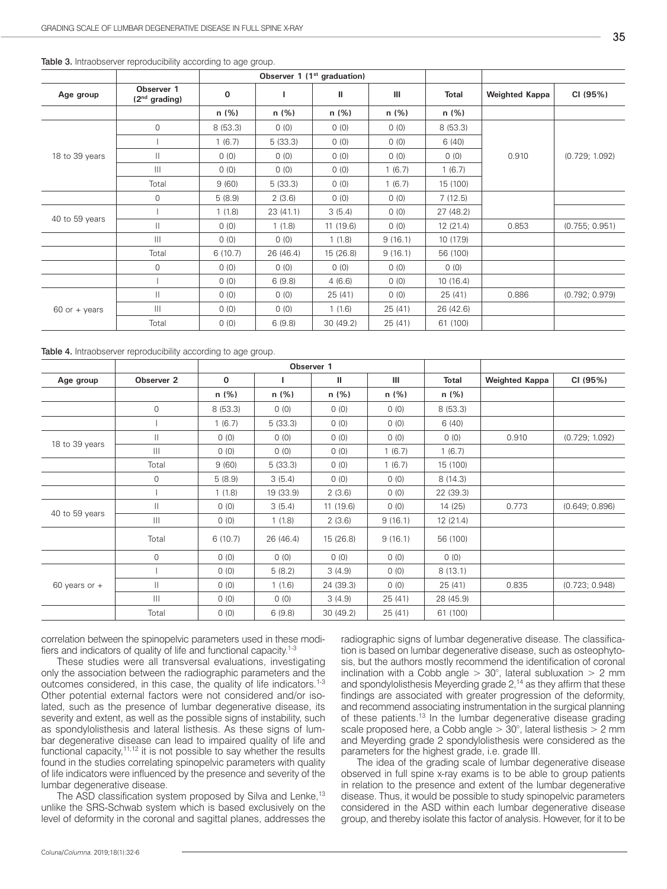**Table 3.** Intraobserver reproducibility according to age group.

| Age group | Observer 1 (2nd grading) | Observer 1 (1st graduation) | | | | | Weighted Kappa | CI (95%) |
|---|---|---|---|---|---|---|---|---|
| | | 0 | I | II | III | Total | | |
| | | n (%) | n (%) | n (%) | n (%) | n (%) | | |
| 18 to 39 years | 0 | 8 (53.3) | 0 (0) | 0 (0) | 0 (0) | 8 (53.3) | 0.910 | (0.729; 1.092) |
| | I | 1 (6.7) | 5 (33.3) | 0 (0) | 0 (0) | 6 (40) | | |
| | II | 0 (0) | 0 (0) | 0 (0) | 0 (0) | 0 (0) | | |
| | III | 0 (0) | 0 (0) | 0 (0) | 1 (6.7) | 1 (6.7) | | |
| | Total | 9 (60) | 5 (33.3) | 0 (0) | 1 (6.7) | 15 (100) | | |
| 40 to 59 years | 0 | 5 (8.9) | 2 (3.6) | 0 (0) | 0 (0) | 7 (12.5) | 0.853 | (0.755; 0.951) |
| | I | 1 (1.8) | 23 (41.1) | 3 (5.4) | 0 (0) | 27 (48.2) | | |
| | II | 0 (0) | 1 (1.8) | 11 (19.6) | 0 (0) | 12 (21.4) | | |
| | III | 0 (0) | 0 (0) | 1 (1.8) | 9 (16.1) | 10 (17.9) | | |
| | Total | 6 (10.7) | 26 (46.4) | 15 (26.8) | 9 (16.1) | 56 (100) | | |
| 60 or + years | 0 | 0 (0) | 0 (0) | 0 (0) | 0 (0) | 0 (0) | 0.886 | (0.792; 0.979) |
| | I | 0 (0) | 6 (9.8) | 4 (6.6) | 0 (0) | 10 (16.4) | | |
| | II | 0 (0) | 0 (0) | 25 (41) | 0 (0) | 25 (41) | | |
| | III | 0 (0) | 0 (0) | 1 (1.6) | 25 (41) | 26 (42.6) | | |
| | Total | 0 (0) | 6 (9.8) | 30 (49.2) | 25 (41) | 61 (100) | | |

**Table 4.** Intraobserver reproducibility according to age group.

| Age group | Observer 2 | Observer 1 | | | | | Weighted Kappa | CI (95%) |
|---|---|---|---|---|---|---|---|---|
| | | 0 | I | II | III | Total | | |
| | | n (%) | n (%) | n (%) | n (%) | n (%) | | |
| 18 to 39 years | 0 | 8 (53.3) | 0 (0) | 0 (0) | 0 (0) | 8 (53.3) | 0.910 | (0.729; 1.092) |
| | I | 1 (6.7) | 5 (33.3) | 0 (0) | 0 (0) | 6 (40) | | |
| | II | 0 (0) | 0 (0) | 0 (0) | 0 (0) | 0 (0) | | |
| | III | 0 (0) | 0 (0) | 0 (0) | 1 (6.7) | 1 (6.7) | | |
| | Total | 9 (60) | 5 (33.3) | 0 (0) | 1 (6.7) | 15 (100) | | |
| 40 to 59 years | 0 | 5 (8.9) | 3 (5.4) | 0 (0) | 0 (0) | 8 (14.3) | 0.773 | (0.649; 0.896) |
| | I | 1 (1.8) | 19 (33.9) | 2 (3.6) | 0 (0) | 22 (39.3) | | |
| | II | 0 (0) | 3 (5.4) | 11 (19.6) | 0 (0) | 14 (25) | | |
| | III | 0 (0) | 1 (1.8) | 2 (3.6) | 9 (16.1) | 12 (21.4) | | |
| | Total | 6 (10.7) | 26 (46.4) | 15 (26.8) | 9 (16.1) | 56 (100) | | |
| 60 years or + | 0 | 0 (0) | 0 (0) | 0 (0) | 0 (0) | 0 (0) | 0.835 | (0.723; 0.948) |
| | I | 0 (0) | 5 (8.2) | 3 (4.9) | 0 (0) | 8 (13.1) | | |
| | II | 0 (0) | 1 (1.6) | 24 (39.3) | 0 (0) | 25 (41) | | |
| | III | 0 (0) | 0 (0) | 3 (4.9) | 25 (41) | 28 (45.9) | | |
| | Total | 0 (0) | 6 (9.8) | 30 (49.2) | 25 (41) | 61 (100) | | |

correlation between the spinopelvic parameters used in these modifiers and indicators of quality of life and functional capacity.[1-3]

These studies were all transversal evaluations, investigating only the association between the radiographic parameters and the outcomes considered, in this case, the quality of life indicators.[1-3] Other potential external factors were not considered and/or isolated, such as the presence of lumbar degenerative disease, its severity and extent, as well as the possible signs of instability, such as spondylolisthesis and lateral listhesis. As these signs of lumbar degenerative disease can lead to impaired quality of life and functional capacity,[11,12] it is not possible to say whether the results found in the studies correlating spinopelvic parameters with quality of life indicators were influenced by the presence and severity of the lumbar degenerative disease.

The ASD classification system proposed by Silva and Lenke,[13] unlike the SRS-Schwab system which is based exclusively on the level of deformity in the coronal and sagittal planes, addresses the radiographic signs of lumbar degenerative disease. The classification is based on lumbar degenerative disease, such as osteophytosis, but the authors mostly recommend the identification of coronal inclination with a Cobb angle > 30°, lateral subluxation > 2 mm and spondylolisthesis Meyerding grade 2,[14] as they affirm that these findings are associated with greater progression of the deformity, and recommend associating instrumentation in the surgical planning of these patients.[13] In the lumbar degenerative disease grading scale proposed here, a Cobb angle > 30°, lateral listhesis > 2 mm and Meyerding grade 2 spondylolisthesis were considered as the parameters for the highest grade, i.e. grade III.

The idea of the grading scale of lumbar degenerative disease observed in full spine x-ray exams is to be able to group patients in relation to the presence and extent of the lumbar degenerative disease. Thus, it would be possible to study spinopelvic parameters considered in the ASD within each lumbar degenerative disease group, and thereby isolate this factor of analysis. However, for it to be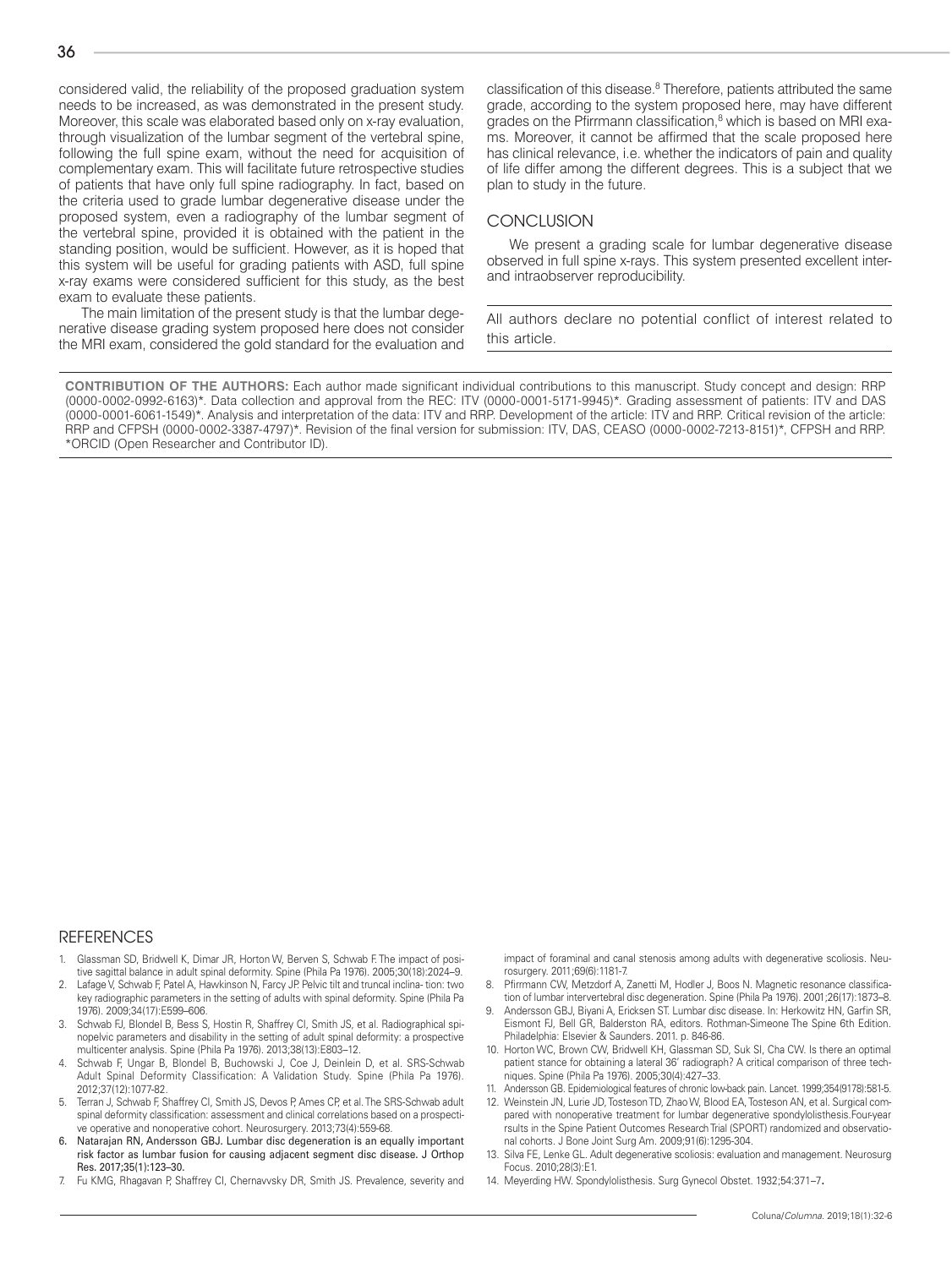considered valid, the reliability of the proposed graduation system needs to be increased, as was demonstrated in the present study. Moreover, this scale was elaborated based only on x-ray evaluation, through visualization of the lumbar segment of the vertebral spine, following the full spine exam, without the need for acquisition of complementary exam. This will facilitate future retrospective studies of patients that have only full spine radiography. In fact, based on the criteria used to grade lumbar degenerative disease under the proposed system, even a radiography of the lumbar segment of the vertebral spine, provided it is obtained with the patient in the standing position, would be sufficient. However, as it is hoped that this system will be useful for grading patients with ASD, full spine x-ray exams were considered sufficient for this study, as the best exam to evaluate these patients.

The main limitation of the present study is that the lumbar degenerative disease grading system proposed here does not consider the MRI exam, considered the gold standard for the evaluation and classification of this disease.[8] Therefore, patients attributed the same grade, according to the system proposed here, may have different grades on the Pfirrmann classification,[8] which is based on MRI exams. Moreover, it cannot be affirmed that the scale proposed here has clinical relevance, i.e. whether the indicators of pain and quality of life differ among the different degrees. This is a subject that we plan to study in the future.

## CONCLUSION

We present a grading scale for lumbar degenerative disease observed in full spine x-rays. This system presented excellent inter- and intraobserver reproducibility.

All authors declare no potential conflict of interest related to this article.

**CONTRIBUTION OF THE AUTHORS:** Each author made significant individual contributions to this manuscript. Study concept and design: RRP (0000-0002-0992-6163)*. Data collection and approval from the REC: ITV (0000-0001-5171-9945)*. Grading assessment of patients: ITV and DAS (0000-0001-6061-1549)*. Analysis and interpretation of the data: ITV and RRP. Development of the article: ITV and RRP. Critical revision of the article: RRP and CFPSH (0000-0002-3387-4797)*. Revision of the final version for submission: ITV, DAS, CEASO (0000-0002-7213-8151)*, CFPSH and RRP. *ORCID (Open Researcher and Contributor ID).

## REFERENCES

1. Glassman SD, Bridwell K, Dimar JR, Horton W, Berven S, Schwab F. The impact of positive sagittal balance in adult spinal deformity. Spine (Phila Pa 1976). 2005;30(18):2024–9.
2. Lafage V, Schwab F, Patel A, Hawkinson N, Farcy JP. Pelvic tilt and truncal inclina- tion: two key radiographic parameters in the setting of adults with spinal deformity. Spine (Phila Pa 1976). 2009;34(17):E599–606.
3. Schwab FJ, Blondel B, Bess S, Hostin R, Shaffrey CI, Smith JS, et al. Radiographical spinopelvic parameters and disability in the setting of adult spinal deformity: a prospective multicenter analysis. Spine (Phila Pa 1976). 2013;38(13):E803–12.
4. Schwab F, Ungar B, Blondel B, Buchowski J, Coe J, Deinlein D, et al. SRS-Schwab Adult Spinal Deformity Classification: A Validation Study. Spine (Phila Pa 1976). 2012;37(12):1077-82.
5. Terran J, Schwab F, Shaffrey CI, Smith JS, Devos P, Ames CP, et al. The SRS-Schwab adult spinal deformity classification: assessment and clinical correlations based on a prospective operative and nonoperative cohort. Neurosurgery. 2013;73(4):559-68.
6. Natarajan RN, Andersson GBJ. Lumbar disc degeneration is an equally important risk factor as lumbar fusion for causing adjacent segment disc disease. J Orthop Res. 2017;35(1):123–30.
7. Fu KMG, Rhagavan P, Shaffrey CI, Chernavvsky DR, Smith JS. Prevalence, severity and impact of foraminal and canal stenosis among adults with degenerative scoliosis. Neurosurgery. 2011;69(6):1181-7.
8. Pfirrmann CW, Metzdorf A, Zanetti M, Hodler J, Boos N. Magnetic resonance classification of lumbar intervertebral disc degeneration. Spine (Phila Pa 1976). 2001;26(17):1873–8.
9. Andersson GBJ, Biyani A, Ericksen ST. Lumbar disc disease. In: Herkowitz HN, Garfin SR, Eismont FJ, Bell GR, Balderston RA, editors. Rothman-Simeone The Spine 6th Edition. Philadelphia: Elsevier & Saunders. 2011. p. 846-86.
10. Horton WC, Brown CW, Bridwell KH, Glassman SD, Suk SI, Cha CW. Is there an optimal patient stance for obtaining a lateral 36" radiograph? A critical comparison of three techniques. Spine (Phila Pa 1976). 2005;30(4):427–33.
11. Andersson GB. Epidemiological features of chronic low-back pain. Lancet. 1999;354(9178):581-5.
12. Weinstein JN, Lurie JD, Tosteson TD, Zhao W, Blood EA, Tosteson AN, et al. Surgical compared with nonoperative treatment for lumbar degenerative spondylolisthesis.Four-year rsults in the Spine Patient Outcomes Research Trial (SPORT) randomized and observational cohorts. J Bone Joint Surg Am. 2009;91(6):1295-304.
13. Silva FE, Lenke GL. Adult degenerative scoliosis: evaluation and management. Neurosurg Focus. 2010;28(3):E1.
14. Meyerding HW. Spondylolisthesis. Surg Gynecol Obstet. 1932;54:371–7.